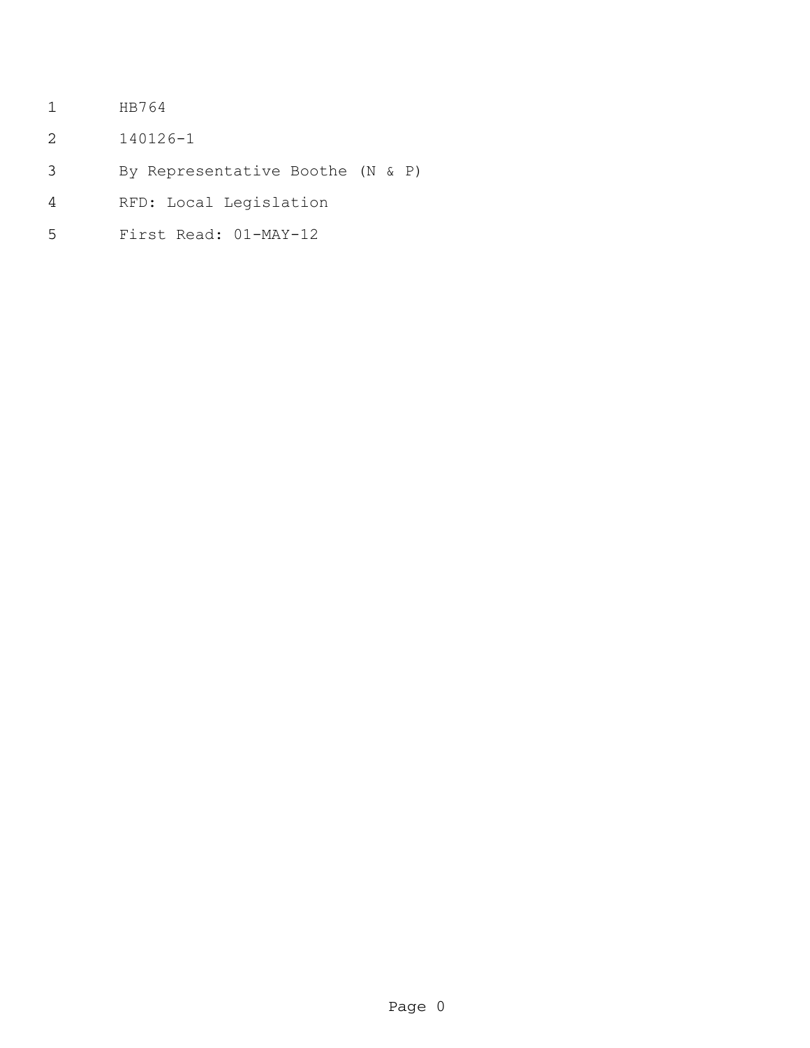HB764

140126-1

By Representative Boothe (N & P)

RFD: Local Legislation

First Read: 01-MAY-12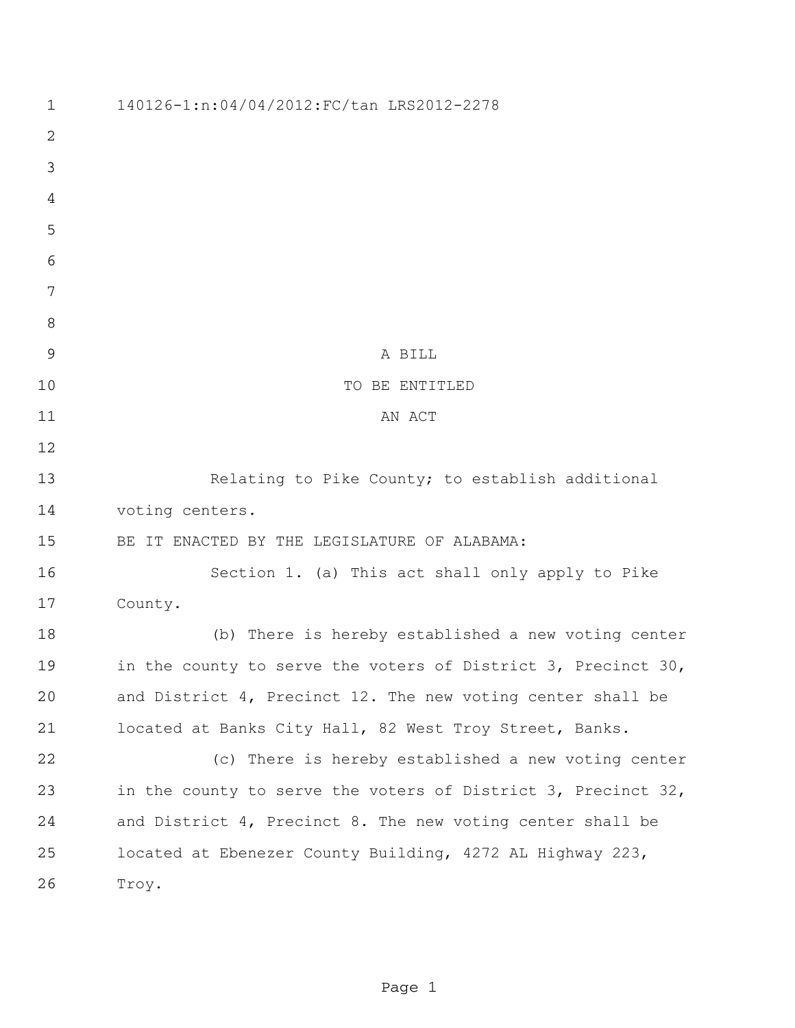140126-1:n:04/04/2012:FC/tan LRS2012-2278

A BILL

TO BE ENTITLED

AN ACT

Relating to Pike County; to establish additional voting centers.

BE IT ENACTED BY THE LEGISLATURE OF ALABAMA:

Section 1. (a) This act shall only apply to Pike County.

(b) There is hereby established a new voting center in the county to serve the voters of District 3, Precinct 30, and District 4, Precinct 12. The new voting center shall be located at Banks City Hall, 82 West Troy Street, Banks.

(c) There is hereby established a new voting center in the county to serve the voters of District 3, Precinct 32, and District 4, Precinct 8. The new voting center shall be located at Ebenezer County Building, 4272 AL Highway 223, Troy.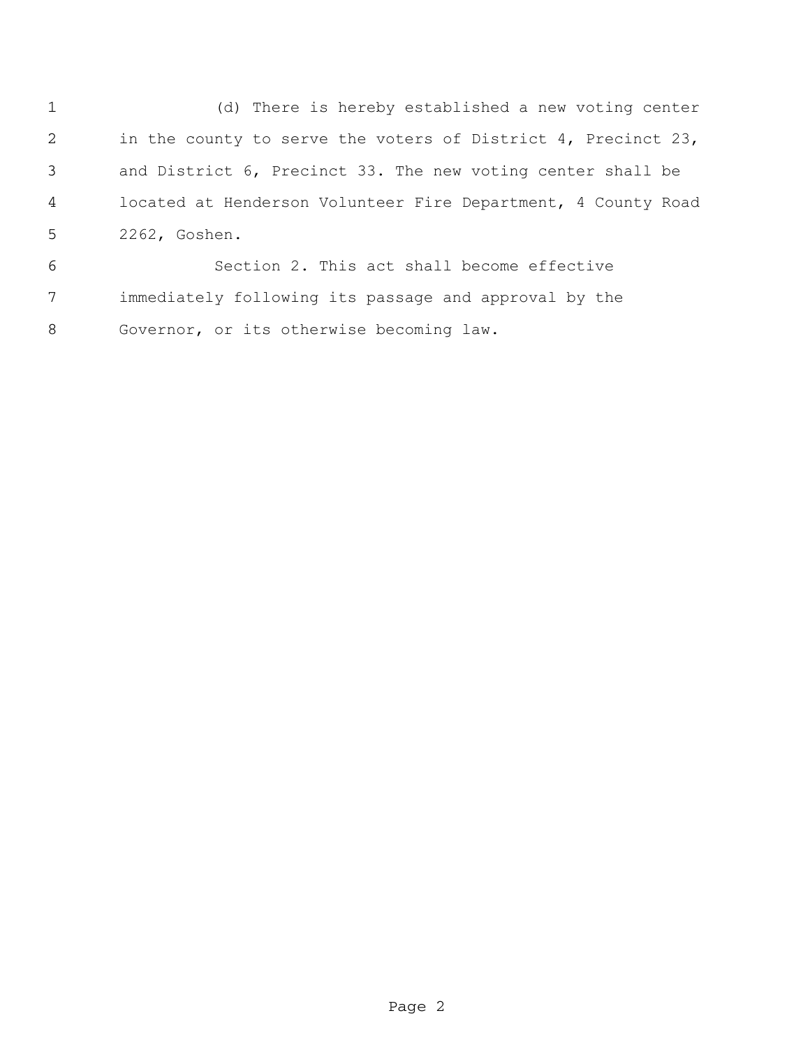(d) There is hereby established a new voting center in the county to serve the voters of District 4, Precinct 23, and District 6, Precinct 33. The new voting center shall be located at Henderson Volunteer Fire Department, 4 County Road 2262, Goshen.

Section 2. This act shall become effective immediately following its passage and approval by the Governor, or its otherwise becoming law.